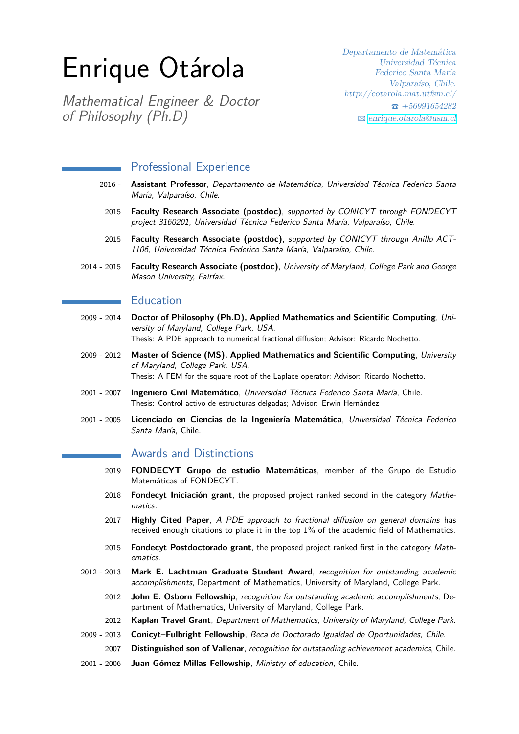# Enrique Otárola

*Mathematical Engineer & Doctor of Philosophy (Ph.D)*

*Departamento de Matemática*
*Universidad Técnica*
*Federico Santa María*
*Valparaíso, Chile.*
*http://eotarola.mat.utfsm.cl/*
☎ *+56991654282*
✉ enrique.otarola@usm.cl

## Professional Experience

2016 - **Assistant Professor**, *Departamento de Matemática, Universidad Técnica Federico Santa María, Valparaíso, Chile.*

2015 **Faculty Research Associate (postdoc)**, *supported by CONICYT through FONDECYT project 3160201, Universidad Técnica Federico Santa María, Valparaíso, Chile.*

2015 **Faculty Research Associate (postdoc)**, *supported by CONICYT through Anillo ACT-1106, Universidad Técnica Federico Santa María, Valparaíso, Chile.*

2014 - 2015 **Faculty Research Associate (postdoc)**, *University of Maryland, College Park and George Mason University, Fairfax.*

## Education

2009 - 2014 **Doctor of Philosophy (Ph.D), Applied Mathematics and Scientific Computing**, *University of Maryland, College Park, USA.*
Thesis: A PDE approach to numerical fractional diffusion; Advisor: Ricardo Nochetto.

2009 - 2012 **Master of Science (MS), Applied Mathematics and Scientific Computing**, *University of Maryland, College Park, USA.*
Thesis: A FEM for the square root of the Laplace operator; Advisor: Ricardo Nochetto.

2001 - 2007 **Ingeniero Civil Matemático**, *Universidad Técnica Federico Santa María*, Chile.
Thesis: Control activo de estructuras delgadas; Advisor: Erwin Hernández

2001 - 2005 **Licenciado en Ciencias de la Ingeniería Matemática**, *Universidad Técnica Federico Santa María*, Chile.

## Awards and Distinctions

2019 **FONDECYT Grupo de estudio Matemáticas**, member of the Grupo de Estudio Matemáticas of FONDECYT.

2018 **Fondecyt Iniciación grant**, the proposed project ranked second in the category *Mathematics*.

2017 **Highly Cited Paper**, *A PDE approach to fractional diffusion on general domains* has received enough citations to place it in the top 1% of the academic field of Mathematics.

2015 **Fondecyt Postdoctorado grant**, the proposed project ranked first in the category *Mathematics*.

2012 - 2013 **Mark E. Lachtman Graduate Student Award**, *recognition for outstanding academic accomplishments*, Department of Mathematics, University of Maryland, College Park.

2012 **John E. Osborn Fellowship**, *recognition for outstanding academic accomplishments*, Department of Mathematics, University of Maryland, College Park.

2012 **Kaplan Travel Grant**, *Department of Mathematics, University of Maryland, College Park.*

2009 - 2013 **Conicyt–Fulbright Fellowship**, *Beca de Doctorado Igualdad de Oportunidades, Chile.*

2007 **Distinguished son of Vallenar**, *recognition for outstanding achievement academics*, Chile.

2001 - 2006 **Juan Gómez Millas Fellowship**, *Ministry of education*, Chile.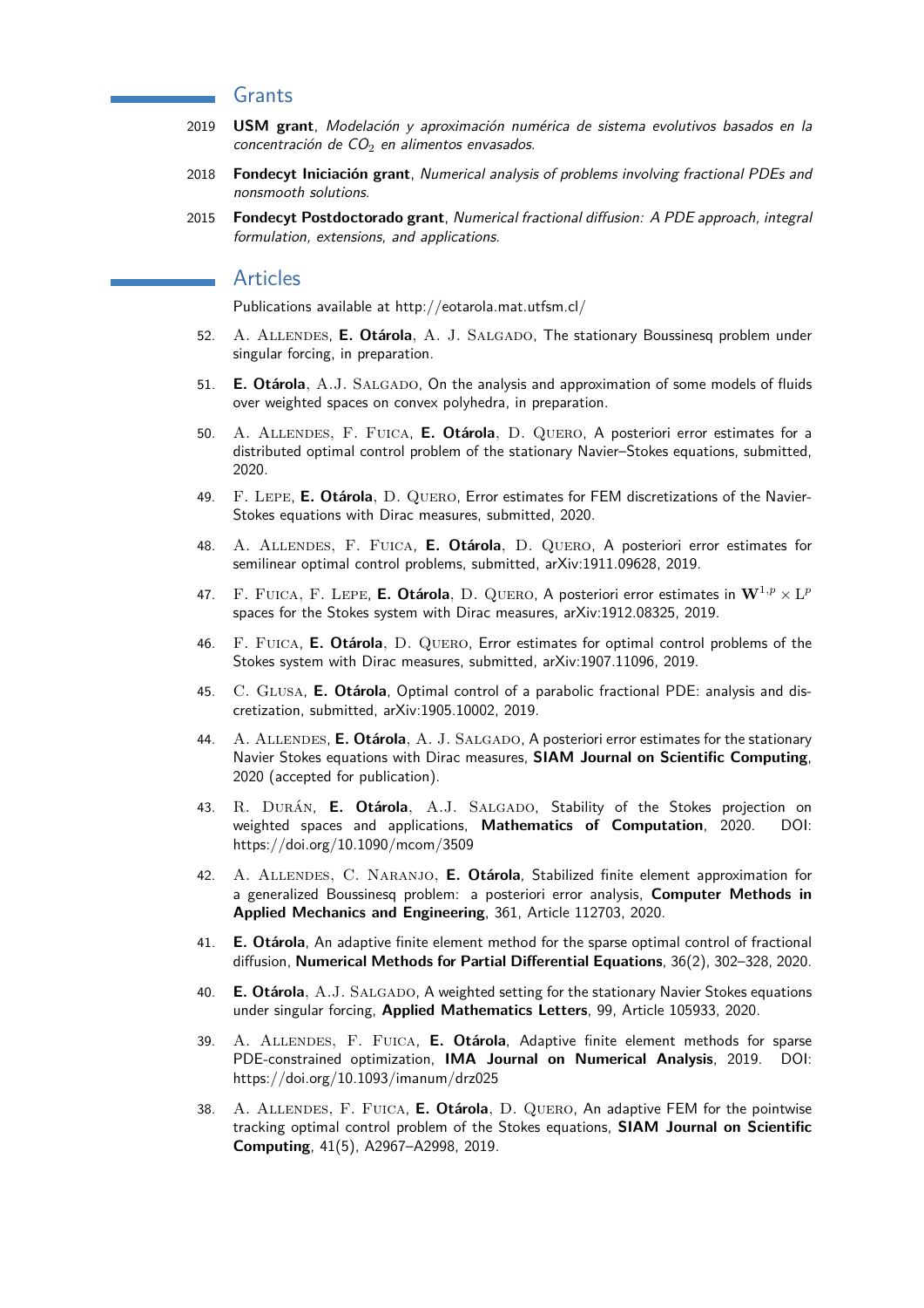## Grants

2019 **USM grant**, *Modelación y aproximación numérica de sistema evolutivos basados en la concentración de $CO_2$ en alimentos envasados.*

2018 **Fondecyt Iniciación grant**, *Numerical analysis of problems involving fractional PDEs and nonsmooth solutions.*

2015 **Fondecyt Postdoctorado grant**, *Numerical fractional diffusion: A PDE approach, integral formulation, extensions, and applications.*

## Articles

Publications available at http://eotarola.mat.utfsm.cl/

52. A. Allendes, **E. Otárola**, A. J. Salgado, The stationary Boussinesq problem under singular forcing, in preparation.

51. **E. Otárola**, A.J. Salgado, On the analysis and approximation of some models of fluids over weighted spaces on convex polyhedra, in preparation.

50. A. Allendes, F. Fuica, **E. Otárola**, D. Quero, A posteriori error estimates for a distributed optimal control problem of the stationary Navier–Stokes equations, submitted, 2020.

49. F. Lepe, **E. Otárola**, D. Quero, Error estimates for FEM discretizations of the Navier-Stokes equations with Dirac measures, submitted, 2020.

48. A. Allendes, F. Fuica, **E. Otárola**, D. Quero, A posteriori error estimates for semilinear optimal control problems, submitted, arXiv:1911.09628, 2019.

47. F. Fuica, F. Lepe, **E. Otárola**, D. Quero, A posteriori error estimates in $\mathbf{W}^{1,p} \times \mathrm{L}^p$ spaces for the Stokes system with Dirac measures, arXiv:1912.08325, 2019.

46. F. Fuica, **E. Otárola**, D. Quero, Error estimates for optimal control problems of the Stokes system with Dirac measures, submitted, arXiv:1907.11096, 2019.

45. C. Glusa, **E. Otárola**, Optimal control of a parabolic fractional PDE: analysis and discretization, submitted, arXiv:1905.10002, 2019.

44. A. Allendes, **E. Otárola**, A. J. Salgado, A posteriori error estimates for the stationary Navier Stokes equations with Dirac measures, **SIAM Journal on Scientific Computing**, 2020 (accepted for publication).

43. R. Durán, **E. Otárola**, A.J. Salgado, Stability of the Stokes projection on weighted spaces and applications, **Mathematics of Computation**, 2020. DOI: https://doi.org/10.1090/mcom/3509

42. A. Allendes, C. Naranjo, **E. Otárola**, Stabilized finite element approximation for a generalized Boussinesq problem: a posteriori error analysis, **Computer Methods in Applied Mechanics and Engineering**, 361, Article 112703, 2020.

41. **E. Otárola**, An adaptive finite element method for the sparse optimal control of fractional diffusion, **Numerical Methods for Partial Differential Equations**, 36(2), 302–328, 2020.

40. **E. Otárola**, A.J. Salgado, A weighted setting for the stationary Navier Stokes equations under singular forcing, **Applied Mathematics Letters**, 99, Article 105933, 2020.

39. A. Allendes, F. Fuica, **E. Otárola**, Adaptive finite element methods for sparse PDE-constrained optimization, **IMA Journal on Numerical Analysis**, 2019. DOI: https://doi.org/10.1093/imanum/drz025

38. A. Allendes, F. Fuica, **E. Otárola**, D. Quero, An adaptive FEM for the pointwise tracking optimal control problem of the Stokes equations, **SIAM Journal on Scientific Computing**, 41(5), A2967–A2998, 2019.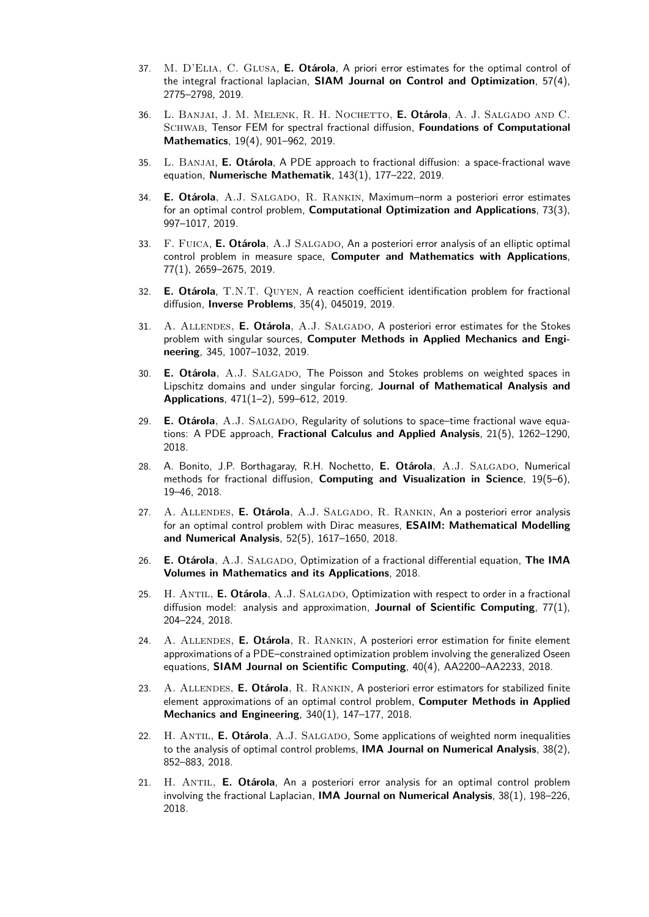37. M. D'Elia, C. Glusa, **E. Otárola**, A priori error estimates for the optimal control of the integral fractional laplacian, **SIAM Journal on Control and Optimization**, 57(4), 2775–2798, 2019.

36. L. Banjai, J. M. Melenk, R. H. Nochetto, **E. Otárola**, A. J. Salgado and C. Schwab, Tensor FEM for spectral fractional diffusion, **Foundations of Computational Mathematics**, 19(4), 901–962, 2019.

35. L. Banjai, **E. Otárola**, A PDE approach to fractional diffusion: a space-fractional wave equation, **Numerische Mathematik**, 143(1), 177–222, 2019.

34. **E. Otárola**, A.J. Salgado, R. Rankin, Maximum–norm a posteriori error estimates for an optimal control problem, **Computational Optimization and Applications**, 73(3), 997–1017, 2019.

33. F. Fuica, **E. Otárola**, A.J Salgado, An a posteriori error analysis of an elliptic optimal control problem in measure space, **Computer and Mathematics with Applications**, 77(1), 2659–2675, 2019.

32. **E. Otárola**, T.N.T. Quyen, A reaction coefficient identification problem for fractional diffusion, **Inverse Problems**, 35(4), 045019, 2019.

31. A. Allendes, **E. Otárola**, A.J. Salgado, A posteriori error estimates for the Stokes problem with singular sources, **Computer Methods in Applied Mechanics and Engineering**, 345, 1007–1032, 2019.

30. **E. Otárola**, A.J. Salgado, The Poisson and Stokes problems on weighted spaces in Lipschitz domains and under singular forcing, **Journal of Mathematical Analysis and Applications**, 471(1–2), 599–612, 2019.

29. **E. Otárola**, A.J. Salgado, Regularity of solutions to space–time fractional wave equations: A PDE approach, **Fractional Calculus and Applied Analysis**, 21(5), 1262–1290, 2018.

28. A. Bonito, J.P. Borthagaray, R.H. Nochetto, **E. Otárola**, A.J. Salgado, Numerical methods for fractional diffusion, **Computing and Visualization in Science**, 19(5–6), 19–46, 2018.

27. A. Allendes, **E. Otárola**, A.J. Salgado, R. Rankin, An a posteriori error analysis for an optimal control problem with Dirac measures, **ESAIM: Mathematical Modelling and Numerical Analysis**, 52(5), 1617–1650, 2018.

26. **E. Otárola**, A.J. Salgado, Optimization of a fractional differential equation, **The IMA Volumes in Mathematics and its Applications**, 2018.

25. H. Antil, **E. Otárola**, A.J. Salgado, Optimization with respect to order in a fractional diffusion model: analysis and approximation, **Journal of Scientific Computing**, 77(1), 204–224, 2018.

24. A. Allendes, **E. Otárola**, R. Rankin, A posteriori error estimation for finite element approximations of a PDE–constrained optimization problem involving the generalized Oseen equations, **SIAM Journal on Scientific Computing**, 40(4), AA2200–AA2233, 2018.

23. A. Allendes, **E. Otárola**, R. Rankin, A posteriori error estimators for stabilized finite element approximations of an optimal control problem, **Computer Methods in Applied Mechanics and Engineering**, 340(1), 147–177, 2018.

22. H. Antil, **E. Otárola**, A.J. Salgado, Some applications of weighted norm inequalities to the analysis of optimal control problems, **IMA Journal on Numerical Analysis**, 38(2), 852–883, 2018.

21. H. Antil, **E. Otárola**, An a posteriori error analysis for an optimal control problem involving the fractional Laplacian, **IMA Journal on Numerical Analysis**, 38(1), 198–226, 2018.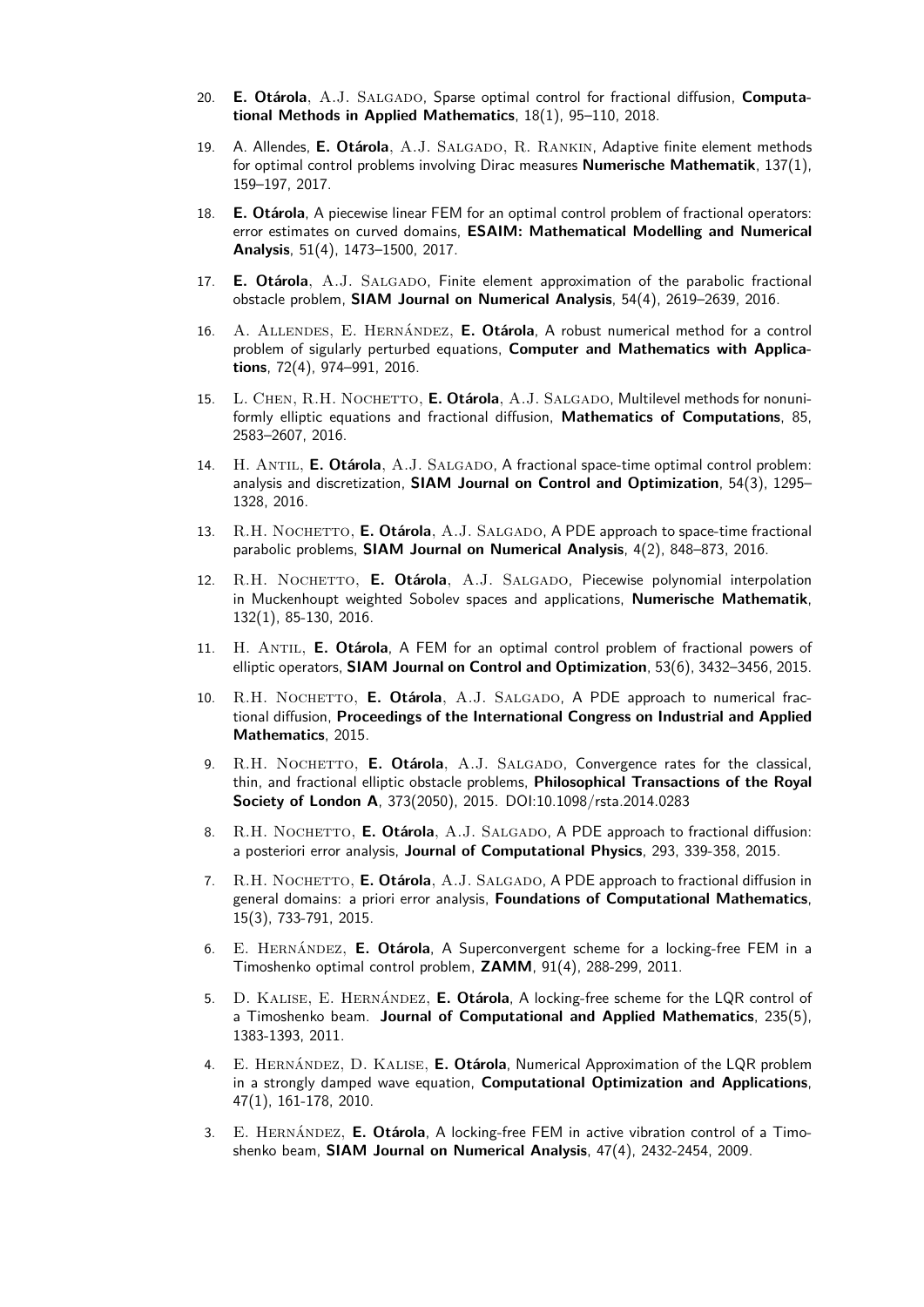20. **E. Otárola**, A.J. Salgado, Sparse optimal control for fractional diffusion, **Computational Methods in Applied Mathematics**, 18(1), 95–110, 2018.

19. A. Allendes, **E. Otárola**, A.J. Salgado, R. Rankin, Adaptive finite element methods for optimal control problems involving Dirac measures **Numerische Mathematik**, 137(1), 159–197, 2017.

18. **E. Otárola**, A piecewise linear FEM for an optimal control problem of fractional operators: error estimates on curved domains, **ESAIM: Mathematical Modelling and Numerical Analysis**, 51(4), 1473–1500, 2017.

17. **E. Otárola**, A.J. Salgado, Finite element approximation of the parabolic fractional obstacle problem, **SIAM Journal on Numerical Analysis**, 54(4), 2619–2639, 2016.

16. A. Allendes, E. Hernández, **E. Otárola**, A robust numerical method for a control problem of sigularly perturbed equations, **Computer and Mathematics with Applications**, 72(4), 974–991, 2016.

15. L. Chen, R.H. Nochetto, **E. Otárola**, A.J. Salgado, Multilevel methods for nonuniformly elliptic equations and fractional diffusion, **Mathematics of Computations**, 85, 2583–2607, 2016.

14. H. Antil, **E. Otárola**, A.J. Salgado, A fractional space-time optimal control problem: analysis and discretization, **SIAM Journal on Control and Optimization**, 54(3), 1295–1328, 2016.

13. R.H. Nochetto, **E. Otárola**, A.J. Salgado, A PDE approach to space-time fractional parabolic problems, **SIAM Journal on Numerical Analysis**, 4(2), 848–873, 2016.

12. R.H. Nochetto, **E. Otárola**, A.J. Salgado, Piecewise polynomial interpolation in Muckenhoupt weighted Sobolev spaces and applications, **Numerische Mathematik**, 132(1), 85-130, 2016.

11. H. Antil, **E. Otárola**, A FEM for an optimal control problem of fractional powers of elliptic operators, **SIAM Journal on Control and Optimization**, 53(6), 3432–3456, 2015.

10. R.H. Nochetto, **E. Otárola**, A.J. Salgado, A PDE approach to numerical fractional diffusion, **Proceedings of the International Congress on Industrial and Applied Mathematics**, 2015.

9. R.H. Nochetto, **E. Otárola**, A.J. Salgado, Convergence rates for the classical, thin, and fractional elliptic obstacle problems, **Philosophical Transactions of the Royal Society of London A**, 373(2050), 2015. DOI:10.1098/rsta.2014.0283

8. R.H. Nochetto, **E. Otárola**, A.J. Salgado, A PDE approach to fractional diffusion: a posteriori error analysis, **Journal of Computational Physics**, 293, 339-358, 2015.

7. R.H. Nochetto, **E. Otárola**, A.J. Salgado, A PDE approach to fractional diffusion in general domains: a priori error analysis, **Foundations of Computational Mathematics**, 15(3), 733-791, 2015.

6. E. Hernández, **E. Otárola**, A Superconvergent scheme for a locking-free FEM in a Timoshenko optimal control problem, **ZAMM**, 91(4), 288-299, 2011.

5. D. Kalise, E. Hernández, **E. Otárola**, A locking-free scheme for the LQR control of a Timoshenko beam. **Journal of Computational and Applied Mathematics**, 235(5), 1383-1393, 2011.

4. E. Hernández, D. Kalise, **E. Otárola**, Numerical Approximation of the LQR problem in a strongly damped wave equation, **Computational Optimization and Applications**, 47(1), 161-178, 2010.

3. E. Hernández, **E. Otárola**, A locking-free FEM in active vibration control of a Timoshenko beam, **SIAM Journal on Numerical Analysis**, 47(4), 2432-2454, 2009.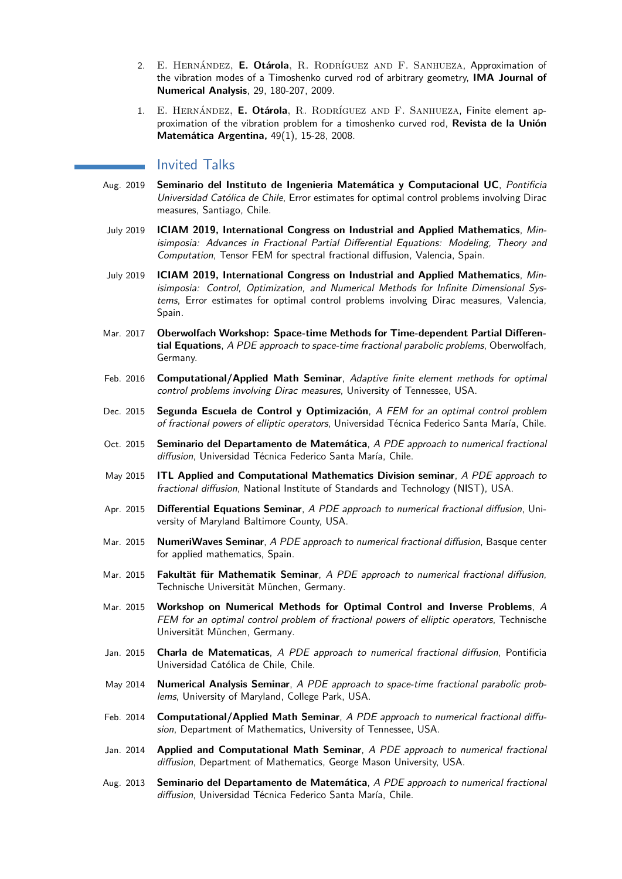2. E. Hernández, **E. Otárola**, R. Rodríguez and F. Sanhueza, Approximation of the vibration modes of a Timoshenko curved rod of arbitrary geometry, **IMA Journal of Numerical Analysis**, 29, 180-207, 2009.

1. E. Hernández, **E. Otárola**, R. Rodríguez and F. Sanhueza, Finite element approximation of the vibration problem for a timoshenko curved rod, **Revista de la Unión Matemática Argentina,** 49(1), 15-28, 2008.

## Invited Talks

Aug. 2019 **Seminario del Instituto de Ingenieria Matemática y Computacional UC**, *Pontificia Universidad Católica de Chile*, Error estimates for optimal control problems involving Dirac measures, Santiago, Chile.

July 2019 **ICIAM 2019, International Congress on Industrial and Applied Mathematics**, *Minisimposia: Advances in Fractional Partial Differential Equations: Modeling, Theory and Computation*, Tensor FEM for spectral fractional diffusion, Valencia, Spain.

July 2019 **ICIAM 2019, International Congress on Industrial and Applied Mathematics**, *Minisimposia: Control, Optimization, and Numerical Methods for Infinite Dimensional Systems*, Error estimates for optimal control problems involving Dirac measures, Valencia, Spain.

Mar. 2017 **Oberwolfach Workshop: Space-time Methods for Time-dependent Partial Differential Equations**, *A PDE approach to space-time fractional parabolic problems*, Oberwolfach, Germany.

Feb. 2016 **Computational/Applied Math Seminar**, *Adaptive finite element methods for optimal control problems involving Dirac measures*, University of Tennessee, USA.

Dec. 2015 **Segunda Escuela de Control y Optimización**, *A FEM for an optimal control problem of fractional powers of elliptic operators*, Universidad Técnica Federico Santa María, Chile.

Oct. 2015 **Seminario del Departamento de Matemática**, *A PDE approach to numerical fractional diffusion*, Universidad Técnica Federico Santa María, Chile.

May 2015 **ITL Applied and Computational Mathematics Division seminar**, *A PDE approach to fractional diffusion*, National Institute of Standards and Technology (NIST), USA.

Apr. 2015 **Differential Equations Seminar**, *A PDE approach to numerical fractional diffusion*, University of Maryland Baltimore County, USA.

Mar. 2015 **NumeriWaves Seminar**, *A PDE approach to numerical fractional diffusion*, Basque center for applied mathematics, Spain.

Mar. 2015 **Fakultät für Mathematik Seminar**, *A PDE approach to numerical fractional diffusion*, Technische Universität München, Germany.

Mar. 2015 **Workshop on Numerical Methods for Optimal Control and Inverse Problems**, *A FEM for an optimal control problem of fractional powers of elliptic operators*, Technische Universität München, Germany.

Jan. 2015 **Charla de Matematicas**, *A PDE approach to numerical fractional diffusion*, Pontificia Universidad Católica de Chile, Chile.

May 2014 **Numerical Analysis Seminar**, *A PDE approach to space-time fractional parabolic problems*, University of Maryland, College Park, USA.

Feb. 2014 **Computational/Applied Math Seminar**, *A PDE approach to numerical fractional diffusion*, Department of Mathematics, University of Tennessee, USA.

Jan. 2014 **Applied and Computational Math Seminar**, *A PDE approach to numerical fractional diffusion*, Department of Mathematics, George Mason University, USA.

Aug. 2013 **Seminario del Departamento de Matemática**, *A PDE approach to numerical fractional diffusion*, Universidad Técnica Federico Santa María, Chile.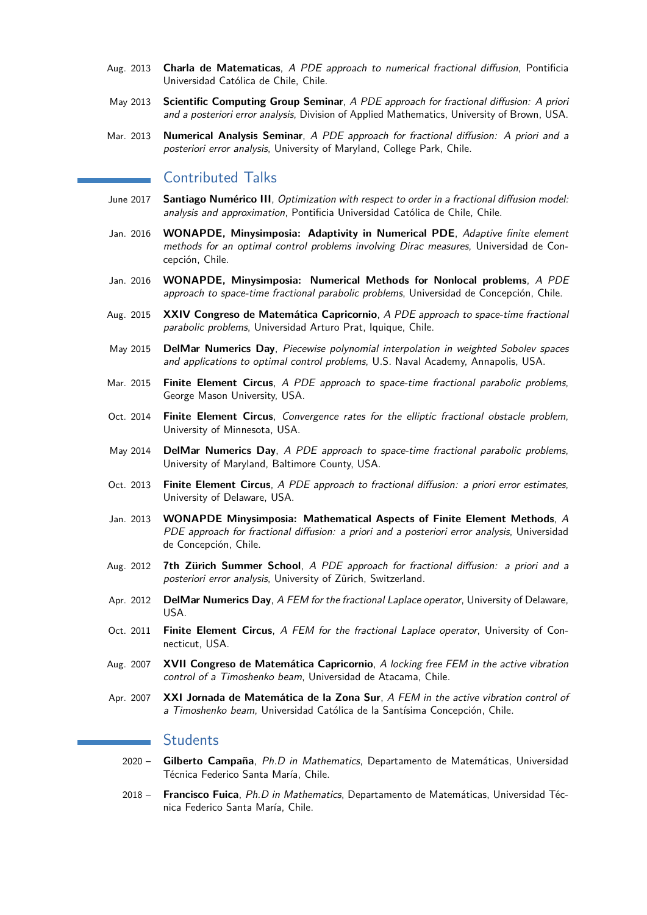Aug. 2013 **Charla de Matematicas**, *A PDE approach to numerical fractional diffusion*, Pontificia Universidad Católica de Chile, Chile.

May 2013 **Scientific Computing Group Seminar**, *A PDE approach for fractional diffusion: A priori and a posteriori error analysis*, Division of Applied Mathematics, University of Brown, USA.

Mar. 2013 **Numerical Analysis Seminar**, *A PDE approach for fractional diffusion: A priori and a posteriori error analysis*, University of Maryland, College Park, Chile.

## Contributed Talks

June 2017 **Santiago Numérico III**, *Optimization with respect to order in a fractional diffusion model: analysis and approximation*, Pontificia Universidad Católica de Chile, Chile.

Jan. 2016 **WONAPDE, Minysimposia: Adaptivity in Numerical PDE**, *Adaptive finite element methods for an optimal control problems involving Dirac measures*, Universidad de Concepción, Chile.

Jan. 2016 **WONAPDE, Minysimposia: Numerical Methods for Nonlocal problems**, *A PDE approach to space-time fractional parabolic problems*, Universidad de Concepción, Chile.

Aug. 2015 **XXIV Congreso de Matemática Capricornio**, *A PDE approach to space-time fractional parabolic problems*, Universidad Arturo Prat, Iquique, Chile.

May 2015 **DelMar Numerics Day**, *Piecewise polynomial interpolation in weighted Sobolev spaces and applications to optimal control problems*, U.S. Naval Academy, Annapolis, USA.

Mar. 2015 **Finite Element Circus**, *A PDE approach to space-time fractional parabolic problems*, George Mason University, USA.

Oct. 2014 **Finite Element Circus**, *Convergence rates for the elliptic fractional obstacle problem*, University of Minnesota, USA.

May 2014 **DelMar Numerics Day**, *A PDE approach to space-time fractional parabolic problems*, University of Maryland, Baltimore County, USA.

Oct. 2013 **Finite Element Circus**, *A PDE approach to fractional diffusion: a priori error estimates*, University of Delaware, USA.

Jan. 2013 **WONAPDE Minysimposia: Mathematical Aspects of Finite Element Methods**, *A PDE approach for fractional diffusion: a priori and a posteriori error analysis*, Universidad de Concepción, Chile.

Aug. 2012 **7th Zürich Summer School**, *A PDE approach for fractional diffusion: a priori and a posteriori error analysis*, University of Zürich, Switzerland.

Apr. 2012 **DelMar Numerics Day**, *A FEM for the fractional Laplace operator*, University of Delaware, USA.

Oct. 2011 **Finite Element Circus**, *A FEM for the fractional Laplace operator*, University of Connecticut, USA.

Aug. 2007 **XVII Congreso de Matemática Capricornio**, *A locking free FEM in the active vibration control of a Timoshenko beam*, Universidad de Atacama, Chile.

Apr. 2007 **XXI Jornada de Matemática de la Zona Sur**, *A FEM in the active vibration control of a Timoshenko beam*, Universidad Católica de la Santísima Concepción, Chile.

## Students

2020 – **Gilberto Campaña**, *Ph.D in Mathematics*, Departamento de Matemáticas, Universidad Técnica Federico Santa María, Chile.

2018 – **Francisco Fuica**, *Ph.D in Mathematics*, Departamento de Matemáticas, Universidad Técnica Federico Santa María, Chile.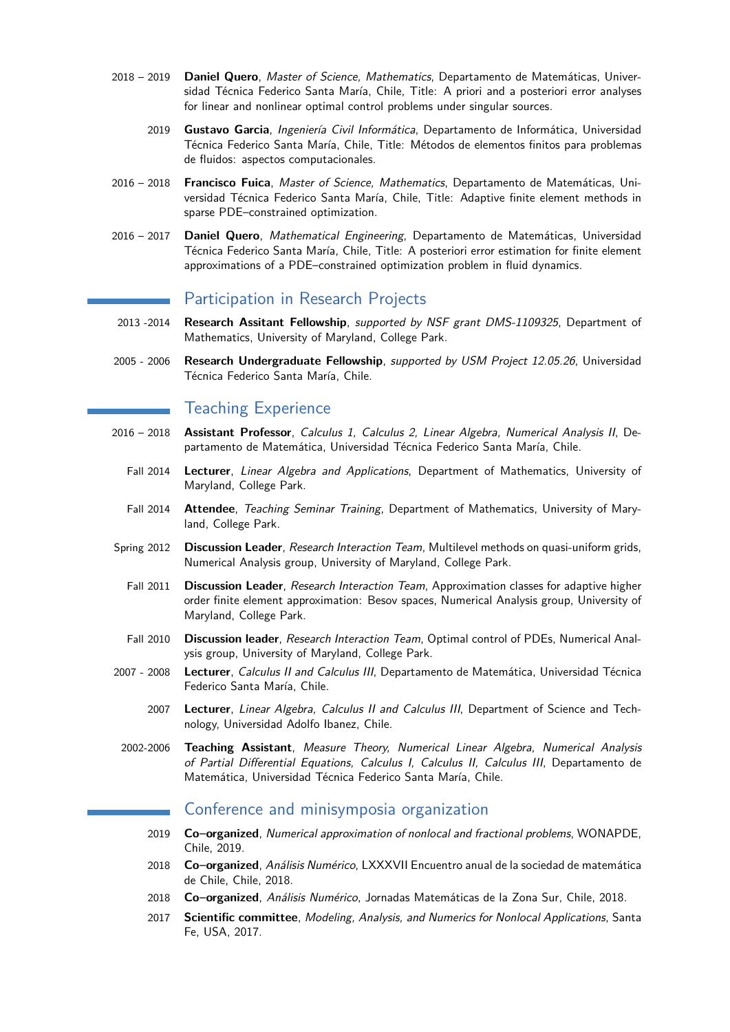2018 – 2019 **Daniel Quero**, *Master of Science, Mathematics*, Departamento de Matemáticas, Universidad Técnica Federico Santa María, Chile, Title: A priori and a posteriori error analyses for linear and nonlinear optimal control problems under singular sources.

2019 **Gustavo Garcia**, *Ingeniería Civil Informática*, Departamento de Informática, Universidad Técnica Federico Santa María, Chile, Title: Métodos de elementos finitos para problemas de fluidos: aspectos computacionales.

2016 – 2018 **Francisco Fuica**, *Master of Science, Mathematics*, Departamento de Matemáticas, Universidad Técnica Federico Santa María, Chile, Title: Adaptive finite element methods in sparse PDE–constrained optimization.

2016 – 2017 **Daniel Quero**, *Mathematical Engineering*, Departamento de Matemáticas, Universidad Técnica Federico Santa María, Chile, Title: A posteriori error estimation for finite element approximations of a PDE–constrained optimization problem in fluid dynamics.

## Participation in Research Projects

2013 -2014 **Research Assitant Fellowship**, *supported by NSF grant DMS-1109325*, Department of Mathematics, University of Maryland, College Park.

2005 - 2006 **Research Undergraduate Fellowship**, *supported by USM Project 12.05.26*, Universidad Técnica Federico Santa María, Chile.

## Teaching Experience

2016 – 2018 **Assistant Professor**, *Calculus 1, Calculus 2, Linear Algebra, Numerical Analysis II*, Departamento de Matemática, Universidad Técnica Federico Santa María, Chile.

Fall 2014 **Lecturer**, *Linear Algebra and Applications*, Department of Mathematics, University of Maryland, College Park.

Fall 2014 **Attendee**, *Teaching Seminar Training*, Department of Mathematics, University of Maryland, College Park.

Spring 2012 **Discussion Leader**, *Research Interaction Team*, Multilevel methods on quasi-uniform grids, Numerical Analysis group, University of Maryland, College Park.

Fall 2011 **Discussion Leader**, *Research Interaction Team*, Approximation classes for adaptive higher order finite element approximation: Besov spaces, Numerical Analysis group, University of Maryland, College Park.

Fall 2010 **Discussion leader**, *Research Interaction Team*, Optimal control of PDEs, Numerical Analysis group, University of Maryland, College Park.

2007 - 2008 **Lecturer**, *Calculus II and Calculus III*, Departamento de Matemática, Universidad Técnica Federico Santa María, Chile.

2007 **Lecturer**, *Linear Algebra, Calculus II and Calculus III*, Department of Science and Technology, Universidad Adolfo Ibanez, Chile.

2002-2006 **Teaching Assistant**, *Measure Theory, Numerical Linear Algebra, Numerical Analysis of Partial Differential Equations, Calculus I, Calculus II, Calculus III*, Departamento de Matemática, Universidad Técnica Federico Santa María, Chile.

## Conference and minisymposia organization

2019 **Co–organized**, *Numerical approximation of nonlocal and fractional problems*, WONAPDE, Chile, 2019.

2018 **Co–organized**, *Análisis Numérico*, LXXXVII Encuentro anual de la sociedad de matemática de Chile, Chile, 2018.

2018 **Co–organized**, *Análisis Numérico*, Jornadas Matemáticas de la Zona Sur, Chile, 2018.

2017 **Scientific committee**, *Modeling, Analysis, and Numerics for Nonlocal Applications*, Santa Fe, USA, 2017.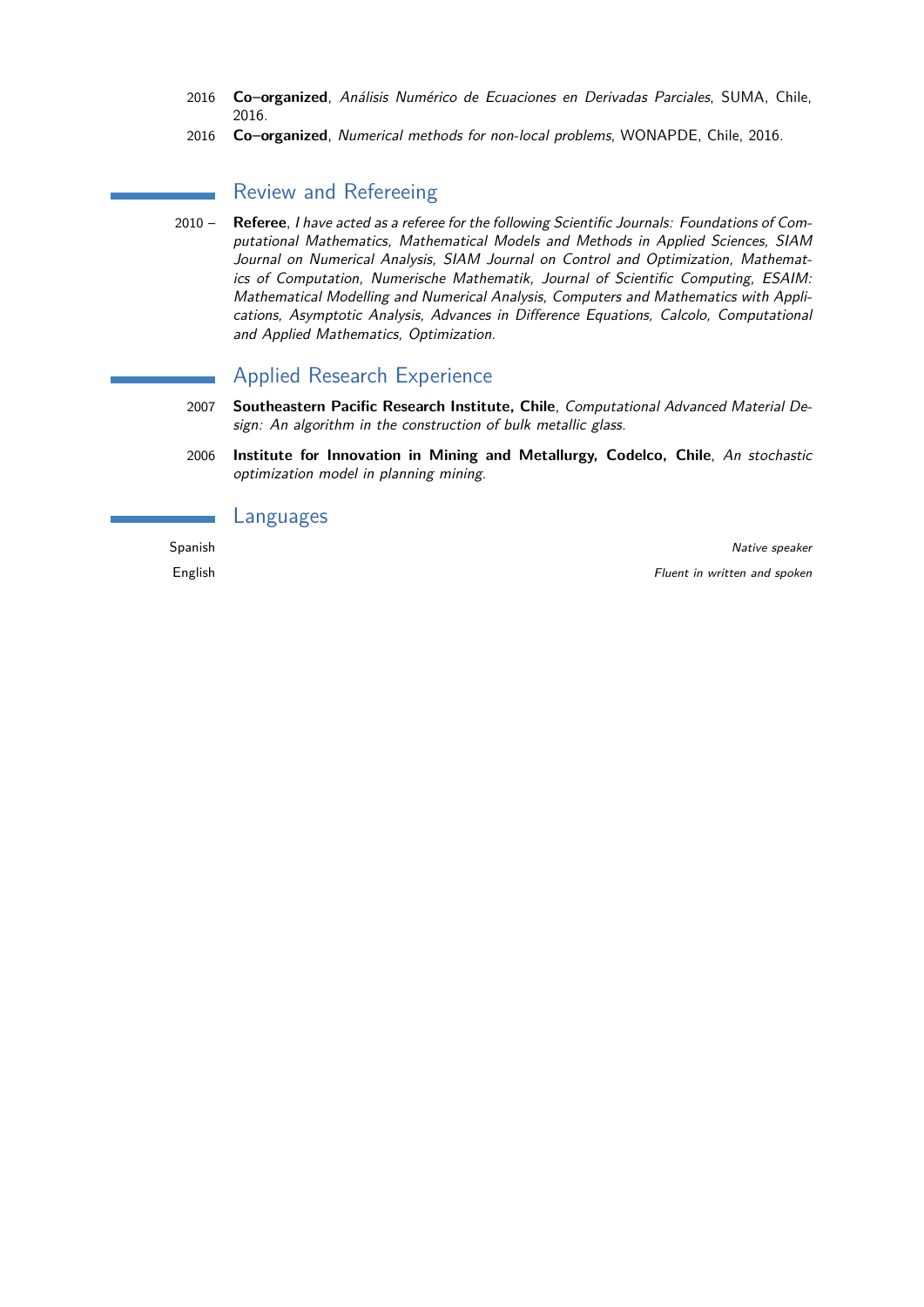2016 **Co–organized**, *Análisis Numérico de Ecuaciones en Derivadas Parciales*, SUMA, Chile, 2016.

2016 **Co–organized**, *Numerical methods for non-local problems*, WONAPDE, Chile, 2016.

## Review and Refereeing

2010 – **Referee**, *I have acted as a referee for the following Scientific Journals: Foundations of Computational Mathematics, Mathematical Models and Methods in Applied Sciences, SIAM Journal on Numerical Analysis, SIAM Journal on Control and Optimization, Mathematics of Computation, Numerische Mathematik, Journal of Scientific Computing, ESAIM: Mathematical Modelling and Numerical Analysis, Computers and Mathematics with Applications, Asymptotic Analysis, Advances in Difference Equations, Calcolo, Computational and Applied Mathematics, Optimization.*

## Applied Research Experience

2007 **Southeastern Pacific Research Institute, Chile**, *Computational Advanced Material Design: An algorithm in the construction of bulk metallic glass.*

2006 **Institute for Innovation in Mining and Metallurgy, Codelco, Chile**, *An stochastic optimization model in planning mining.*

## Languages

Spanish — *Native speaker*

English — *Fluent in written and spoken*